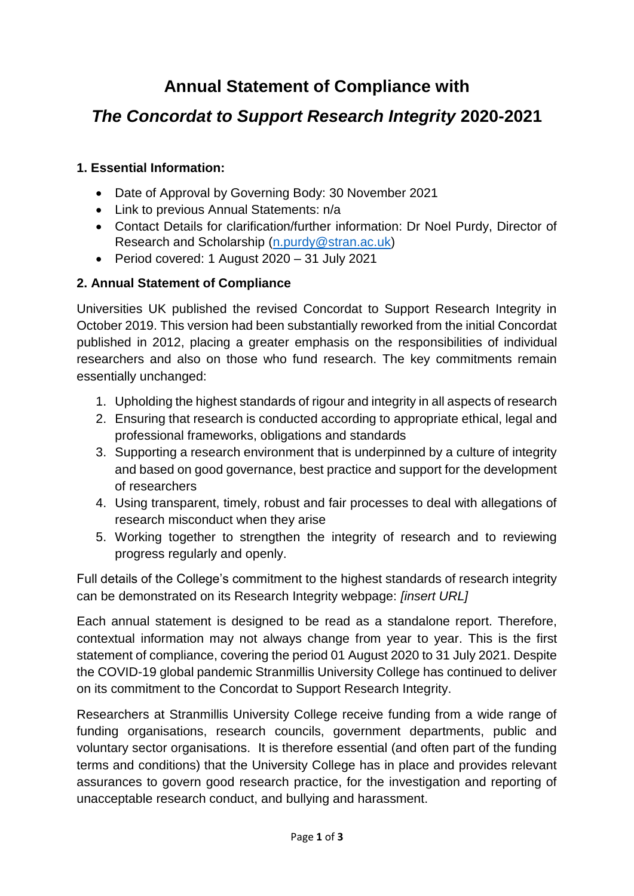# Annual Statement of Compliance with

# *The Concordat to Support Research Integrity* 2020-2021

### 1. Essential Information:

- Date of Approval by Governing Body: 30 November 2021
- Link to previous Annual Statements: n/a
- Contact Details for clarification/further information: Dr Noel Purdy, Director of Research and Scholarship (n.purdy@stran.ac.uk)
- Period covered: 1 August 2020 – 31 July 2021

### 2. Annual Statement of Compliance

Universities UK published the revised Concordat to Support Research Integrity in October 2019. This version had been substantially reworked from the initial Concordat published in 2012, placing a greater emphasis on the responsibilities of individual researchers and also on those who fund research. The key commitments remain essentially unchanged:

1. Upholding the highest standards of rigour and integrity in all aspects of research
2. Ensuring that research is conducted according to appropriate ethical, legal and professional frameworks, obligations and standards
3. Supporting a research environment that is underpinned by a culture of integrity and based on good governance, best practice and support for the development of researchers
4. Using transparent, timely, robust and fair processes to deal with allegations of research misconduct when they arise
5. Working together to strengthen the integrity of research and to reviewing progress regularly and openly.

Full details of the College's commitment to the highest standards of research integrity can be demonstrated on its Research Integrity webpage: *[insert URL]*

Each annual statement is designed to be read as a standalone report. Therefore, contextual information may not always change from year to year. This is the first statement of compliance, covering the period 01 August 2020 to 31 July 2021. Despite the COVID-19 global pandemic Stranmillis University College has continued to deliver on its commitment to the Concordat to Support Research Integrity.

Researchers at Stranmillis University College receive funding from a wide range of funding organisations, research councils, government departments, public and voluntary sector organisations. It is therefore essential (and often part of the funding terms and conditions) that the University College has in place and provides relevant assurances to govern good research practice, for the investigation and reporting of unacceptable research conduct, and bullying and harassment.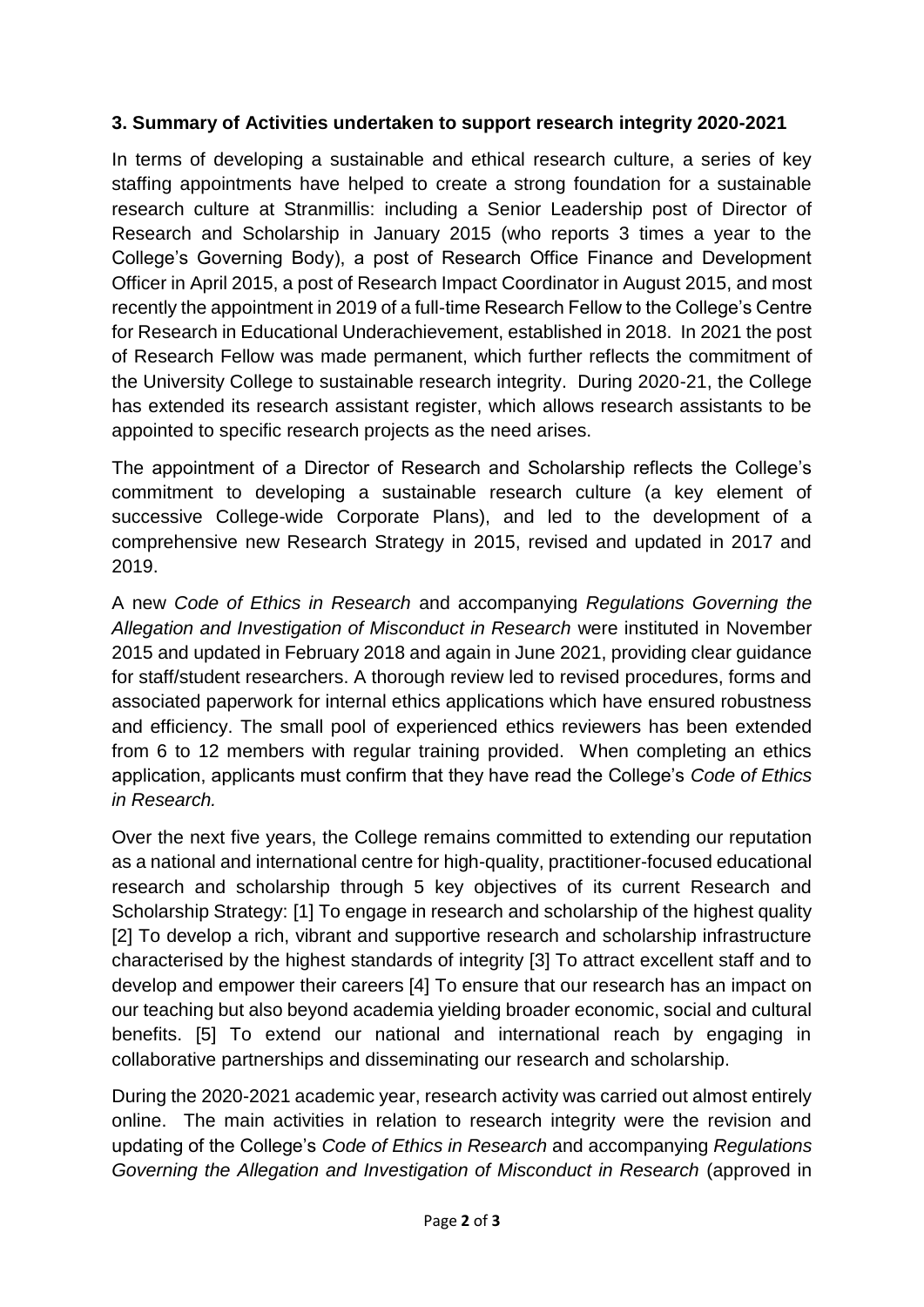### 3. Summary of Activities undertaken to support research integrity 2020-2021

In terms of developing a sustainable and ethical research culture, a series of key staffing appointments have helped to create a strong foundation for a sustainable research culture at Stranmillis: including a Senior Leadership post of Director of Research and Scholarship in January 2015 (who reports 3 times a year to the College's Governing Body), a post of Research Office Finance and Development Officer in April 2015, a post of Research Impact Coordinator in August 2015, and most recently the appointment in 2019 of a full-time Research Fellow to the College's Centre for Research in Educational Underachievement, established in 2018. In 2021 the post of Research Fellow was made permanent, which further reflects the commitment of the University College to sustainable research integrity. During 2020-21, the College has extended its research assistant register, which allows research assistants to be appointed to specific research projects as the need arises.

The appointment of a Director of Research and Scholarship reflects the College's commitment to developing a sustainable research culture (a key element of successive College-wide Corporate Plans), and led to the development of a comprehensive new Research Strategy in 2015, revised and updated in 2017 and 2019.

A new *Code of Ethics in Research* and accompanying *Regulations Governing the Allegation and Investigation of Misconduct in Research* were instituted in November 2015 and updated in February 2018 and again in June 2021, providing clear guidance for staff/student researchers. A thorough review led to revised procedures, forms and associated paperwork for internal ethics applications which have ensured robustness and efficiency. The small pool of experienced ethics reviewers has been extended from 6 to 12 members with regular training provided. When completing an ethics application, applicants must confirm that they have read the College's *Code of Ethics in Research.*

Over the next five years, the College remains committed to extending our reputation as a national and international centre for high-quality, practitioner-focused educational research and scholarship through 5 key objectives of its current Research and Scholarship Strategy: [1] To engage in research and scholarship of the highest quality [2] To develop a rich, vibrant and supportive research and scholarship infrastructure characterised by the highest standards of integrity [3] To attract excellent staff and to develop and empower their careers [4] To ensure that our research has an impact on our teaching but also beyond academia yielding broader economic, social and cultural benefits. [5] To extend our national and international reach by engaging in collaborative partnerships and disseminating our research and scholarship.

During the 2020-2021 academic year, research activity was carried out almost entirely online. The main activities in relation to research integrity were the revision and updating of the College's *Code of Ethics in Research* and accompanying *Regulations Governing the Allegation and Investigation of Misconduct in Research* (approved in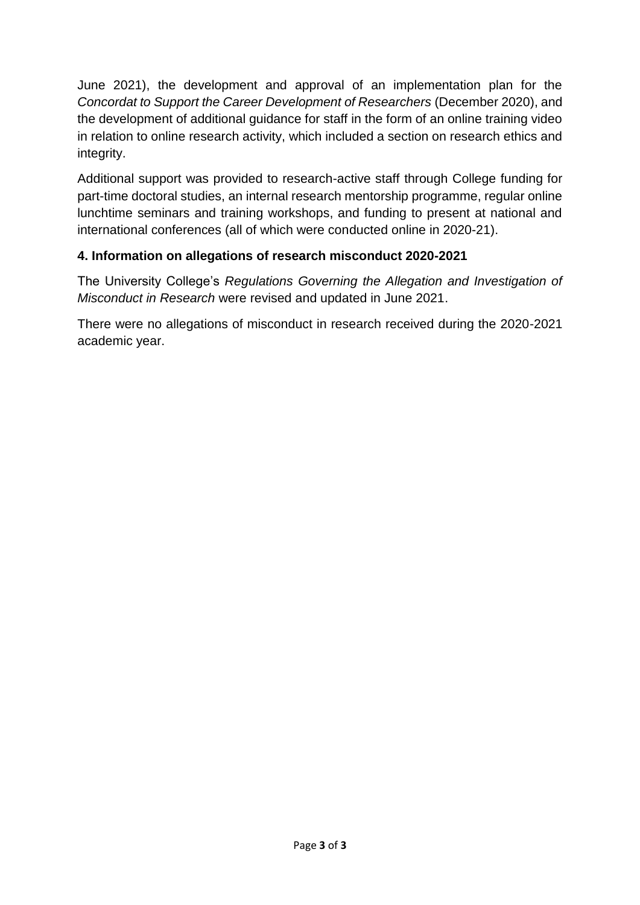June 2021), the development and approval of an implementation plan for the *Concordat to Support the Career Development of Researchers* (December 2020), and the development of additional guidance for staff in the form of an online training video in relation to online research activity, which included a section on research ethics and integrity.

Additional support was provided to research-active staff through College funding for part-time doctoral studies, an internal research mentorship programme, regular online lunchtime seminars and training workshops, and funding to present at national and international conferences (all of which were conducted online in 2020-21).

## 4. Information on allegations of research misconduct 2020-2021

The University College's *Regulations Governing the Allegation and Investigation of Misconduct in Research* were revised and updated in June 2021.

There were no allegations of misconduct in research received during the 2020-2021 academic year.